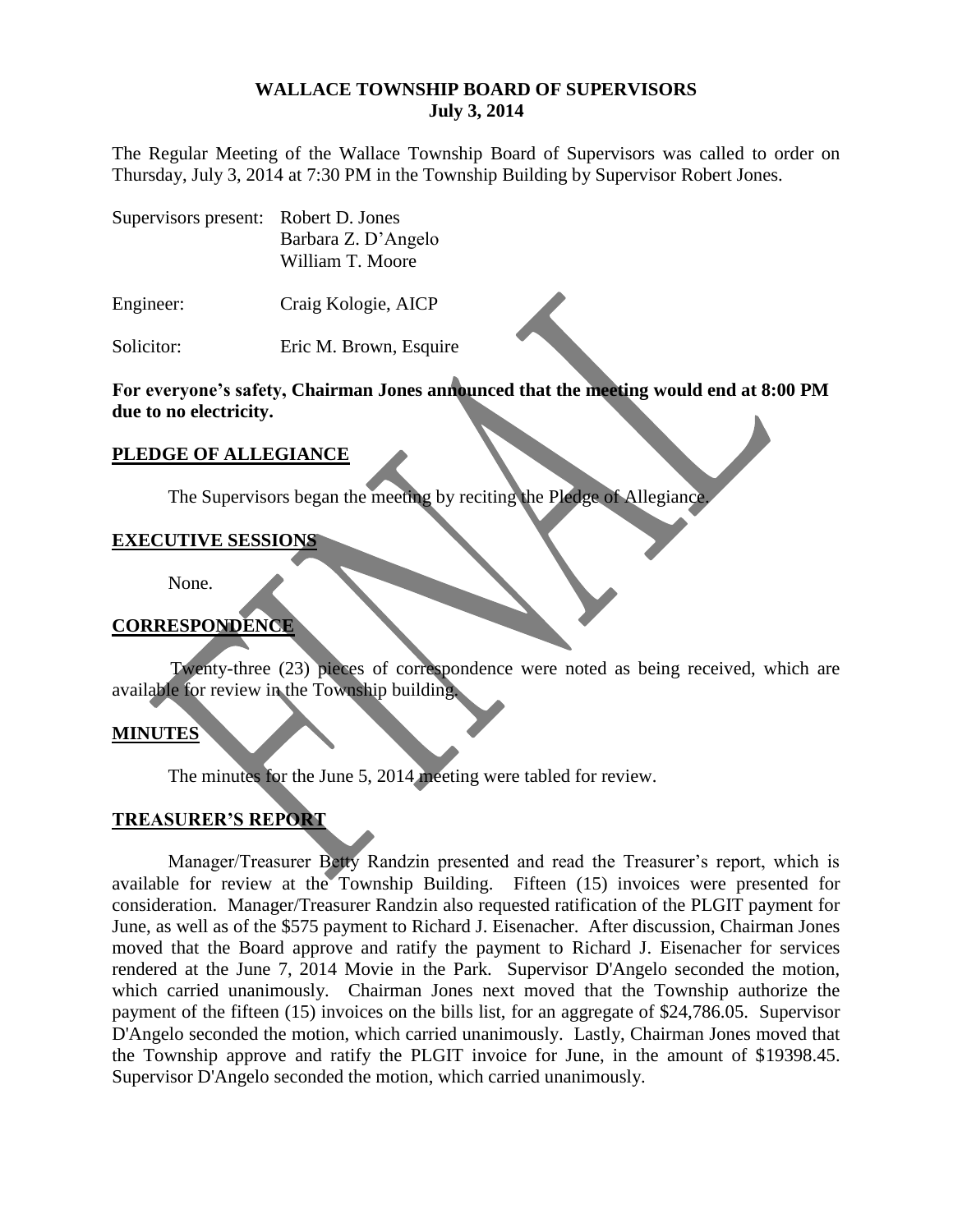# WALLACE TOWNSHIP BOARD OF SUPERVISORS
## July 3, 2014

The Regular Meeting of the Wallace Township Board of Supervisors was called to order on Thursday, July 3, 2014 at 7:30 PM in the Township Building by Supervisor Robert Jones.

| | |
|---|---|
| Supervisors present: | Robert D. Jones |
| | Barbara Z. D'Angelo |
| | William T. Moore |
| Engineer: | Craig Kologie, AICP |
| Solicitor: | Eric M. Brown, Esquire |

**For everyone's safety, Chairman Jones announced that the meeting would end at 8:00 PM due to no electricity.**

**PLEDGE OF ALLEGIANCE**

The Supervisors began the meeting by reciting the Pledge of Allegiance.

**EXECUTIVE SESSIONS**

None.

**CORRESPONDENCE**

Twenty-three (23) pieces of correspondence were noted as being received, which are available for review in the Township building.

**MINUTES**

The minutes for the June 5, 2014 meeting were tabled for review.

**TREASURER'S REPORT**

Manager/Treasurer Betty Randzin presented and read the Treasurer's report, which is available for review at the Township Building. Fifteen (15) invoices were presented for consideration. Manager/Treasurer Randzin also requested ratification of the PLGIT payment for June, as well as of the $575 payment to Richard J. Eisenacher. After discussion, Chairman Jones moved that the Board approve and ratify the payment to Richard J. Eisenacher for services rendered at the June 7, 2014 Movie in the Park. Supervisor D'Angelo seconded the motion, which carried unanimously. Chairman Jones next moved that the Township authorize the payment of the fifteen (15) invoices on the bills list, for an aggregate of $24,786.05. Supervisor D'Angelo seconded the motion, which carried unanimously. Lastly, Chairman Jones moved that the Township approve and ratify the PLGIT invoice for June, in the amount of $19398.45. Supervisor D'Angelo seconded the motion, which carried unanimously.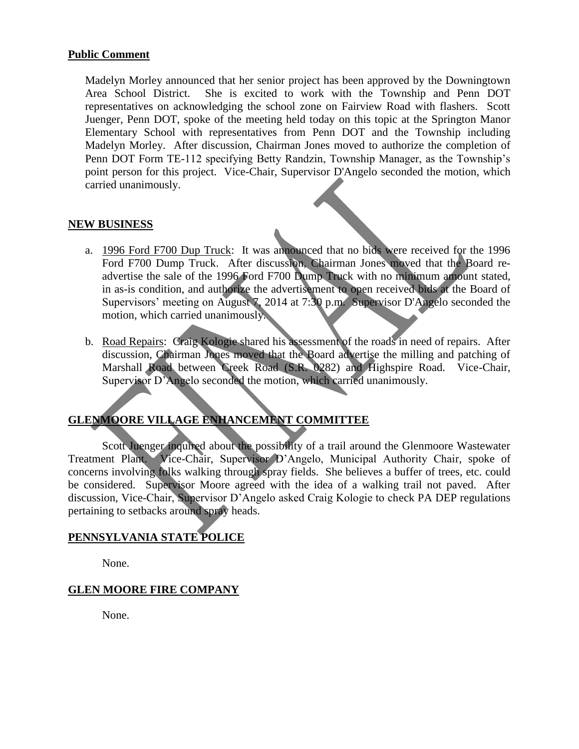## Public Comment

Madelyn Morley announced that her senior project has been approved by the Downingtown Area School District. She is excited to work with the Township and Penn DOT representatives on acknowledging the school zone on Fairview Road with flashers. Scott Juenger, Penn DOT, spoke of the meeting held today on this topic at the Springton Manor Elementary School with representatives from Penn DOT and the Township including Madelyn Morley. After discussion, Chairman Jones moved to authorize the completion of Penn DOT Form TE-112 specifying Betty Randzin, Township Manager, as the Township's point person for this project. Vice-Chair, Supervisor D'Angelo seconded the motion, which carried unanimously.

## NEW BUSINESS

a. <u>1996 Ford F700 Dup Truck</u>: It was announced that no bids were received for the 1996 Ford F700 Dump Truck. After discussion, Chairman Jones moved that the Board re-advertise the sale of the 1996 Ford F700 Dump Truck with no minimum amount stated, in as-is condition, and authorize the advertisement to open received bids at the Board of Supervisors' meeting on August 7, 2014 at 7:30 p.m. Supervisor D'Angelo seconded the motion, which carried unanimously.

b. <u>Road Repairs</u>: Craig Kologie shared his assessment of the roads in need of repairs. After discussion, Chairman Jones moved that the Board advertise the milling and patching of Marshall Road between Creek Road (S.R. 0282) and Highspire Road. Vice-Chair, Supervisor D'Angelo seconded the motion, which carried unanimously.

## GLENMOORE VILLAGE ENHANCEMENT COMMITTEE

Scott Juenger inquired about the possibility of a trail around the Glenmoore Wastewater Treatment Plant. Vice-Chair, Supervisor D'Angelo, Municipal Authority Chair, spoke of concerns involving folks walking through spray fields. She believes a buffer of trees, etc. could be considered. Supervisor Moore agreed with the idea of a walking trail not paved. After discussion, Vice-Chair, Supervisor D'Angelo asked Craig Kologie to check PA DEP regulations pertaining to setbacks around spray heads.

## PENNSYLVANIA STATE POLICE

None.

## GLEN MOORE FIRE COMPANY

None.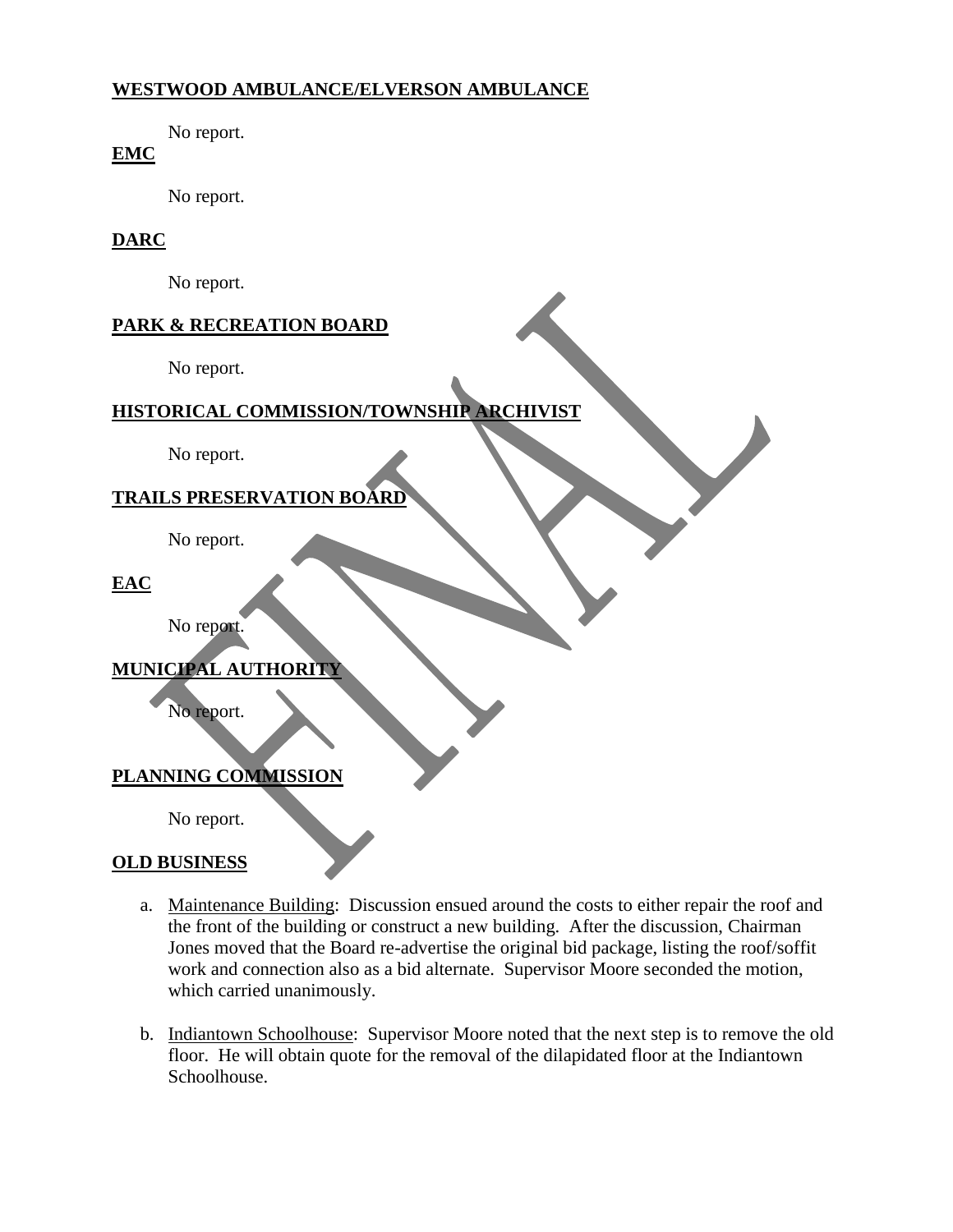**WESTWOOD AMBULANCE/ELVERSON AMBULANCE**

No report.

**EMC**

No report.

**DARC**

No report.

**PARK & RECREATION BOARD**

No report.

**HISTORICAL COMMISSION/TOWNSHIP ARCHIVIST**

No report.

**TRAILS PRESERVATION BOARD**

No report.

**EAC**

No report.

**MUNICIPAL AUTHORITY**

No report.

**PLANNING COMMISSION**

No report.

**OLD BUSINESS**

a. Maintenance Building: Discussion ensued around the costs to either repair the roof and the front of the building or construct a new building. After the discussion, Chairman Jones moved that the Board re-advertise the original bid package, listing the roof/soffit work and connection also as a bid alternate. Supervisor Moore seconded the motion, which carried unanimously.

b. Indiantown Schoolhouse: Supervisor Moore noted that the next step is to remove the old floor. He will obtain quote for the removal of the dilapidated floor at the Indiantown Schoolhouse.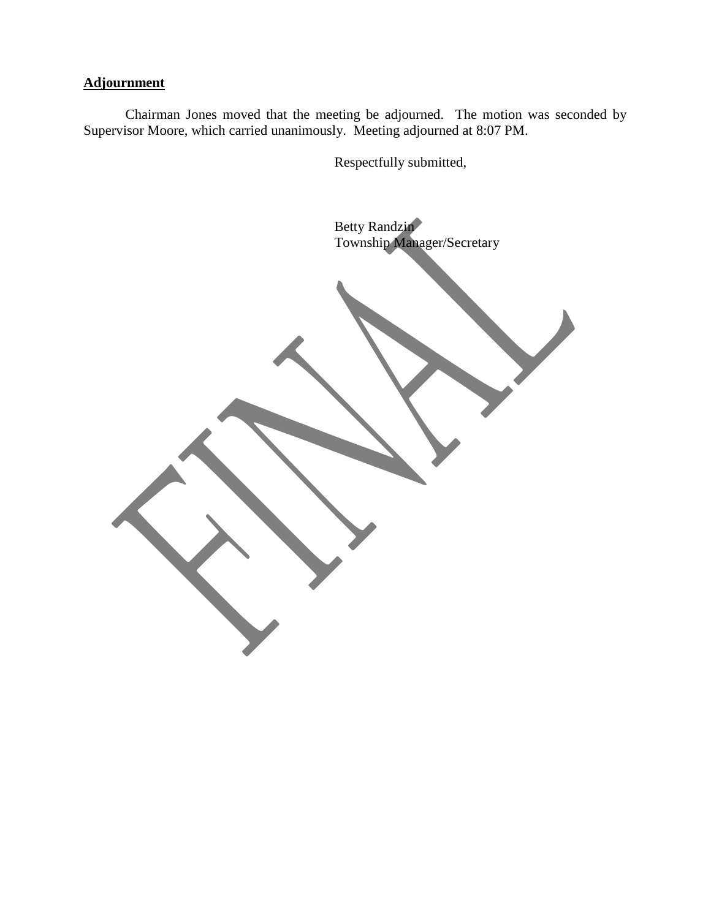**Adjournment**

Chairman Jones moved that the meeting be adjourned. The motion was seconded by Supervisor Moore, which carried unanimously. Meeting adjourned at 8:07 PM.

Respectfully submitted,

Betty Randzin
Township Manager/Secretary

FINAL